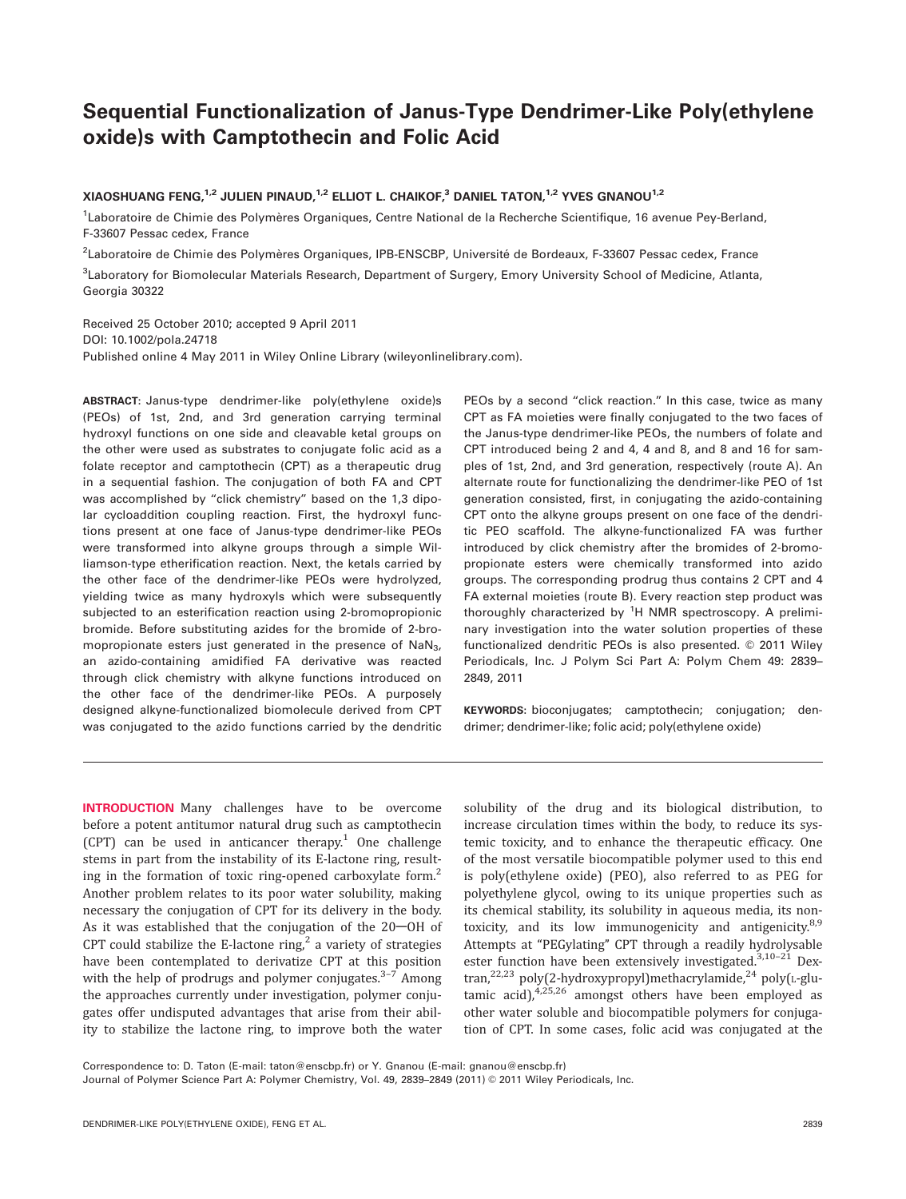# Sequential Functionalization of Janus-Type Dendrimer-Like Poly(ethylene oxide)s with Camptothecin and Folic Acid

**XIAOSHUANG FENG,[1,2] JULIEN PINAUD,[1,2] ELLIOT L. CHAIKOF,[3] DANIEL TATON,[1,2] YVES GNANOU[1,2]**

[1]Laboratoire de Chimie des Polymères Organiques, Centre National de la Recherche Scientifique, 16 avenue Pey-Berland, F-33607 Pessac cedex, France

[2]Laboratoire de Chimie des Polymères Organiques, IPB-ENSCBP, Université de Bordeaux, F-33607 Pessac cedex, France

[3]Laboratory for Biomolecular Materials Research, Department of Surgery, Emory University School of Medicine, Atlanta, Georgia 30322

Received 25 October 2010; accepted 9 April 2011
DOI: 10.1002/pola.24718
Published online 4 May 2011 in Wiley Online Library (wileyonlinelibrary.com).

**ABSTRACT**: Janus-type dendrimer-like poly(ethylene oxide)s (PEOs) of 1st, 2nd, and 3rd generation carrying terminal hydroxyl functions on one side and cleavable ketal groups on the other were used as substrates to conjugate folic acid as a folate receptor and camptothecin (CPT) as a therapeutic drug in a sequential fashion. The conjugation of both FA and CPT was accomplished by "click chemistry" based on the 1,3 dipolar cycloaddition coupling reaction. First, the hydroxyl functions present at one face of Janus-type dendrimer-like PEOs were transformed into alkyne groups through a simple Williamson-type etherification reaction. Next, the ketals carried by the other face of the dendrimer-like PEOs were hydrolyzed, yielding twice as many hydroxyls which were subsequently subjected to an esterification reaction using 2-bromopropionic bromide. Before substituting azides for the bromide of 2-bromopropionate esters just generated in the presence of $NaN_3$, an azido-containing amidified FA derivative was reacted through click chemistry with alkyne functions introduced on the other face of the dendrimer-like PEOs. A purposely designed alkyne-functionalized biomolecule derived from CPT was conjugated to the azido functions carried by the dendritic PEOs by a second "click reaction." In this case, twice as many CPT as FA moieties were finally conjugated to the two faces of the Janus-type dendrimer-like PEOs, the numbers of folate and CPT introduced being 2 and 4, 4 and 8, and 8 and 16 for samples of 1st, 2nd, and 3rd generation, respectively (route A). An alternate route for functionalizing the dendrimer-like PEO of 1st generation consisted, first, in conjugating the azido-containing CPT onto the alkyne groups present on one face of the dendritic PEO scaffold. The alkyne-functionalized FA was further introduced by click chemistry after the bromides of 2-bromopropionate esters were chemically transformed into azido groups. The corresponding prodrug thus contains 2 CPT and 4 FA external moieties (route B). Every reaction step product was thoroughly characterized by $^1H$ NMR spectroscopy. A preliminary investigation into the water solution properties of these functionalized dendritic PEOs is also presented. © 2011 Wiley Periodicals, Inc. J Polym Sci Part A: Polym Chem 49: 2839–2849, 2011

**KEYWORDS**: bioconjugates; camptothecin; conjugation; dendrimer; dendrimer-like; folic acid; poly(ethylene oxide)

**INTRODUCTION** Many challenges have to be overcome before a potent antitumor natural drug such as camptothecin (CPT) can be used in anticancer therapy.[1] One challenge stems in part from the instability of its E-lactone ring, resulting in the formation of toxic ring-opened carboxylate form.[2] Another problem relates to its poor water solubility, making necessary the conjugation of CPT for its delivery in the body. As it was established that the conjugation of the 20—OH of CPT could stabilize the E-lactone ring,[2] a variety of strategies have been contemplated to derivatize CPT at this position with the help of prodrugs and polymer conjugates.[3–7] Among the approaches currently under investigation, polymer conjugates offer undisputed advantages that arise from their ability to stabilize the lactone ring, to improve both the water solubility of the drug and its biological distribution, to increase circulation times within the body, to reduce its systemic toxicity, and to enhance the therapeutic efficacy. One of the most versatile biocompatible polymer used to this end is poly(ethylene oxide) (PEO), also referred to as PEG for polyethylene glycol, owing to its unique properties such as its chemical stability, its solubility in aqueous media, its nontoxicity, and its low immunogenicity and antigenicity.[8,9] Attempts at "PEGylating" CPT through a readily hydrolysable ester function have been extensively investigated.[3,10–21] Dextran,[22,23] poly(2-hydroxypropyl)methacrylamide,[24] poly(L-glutamic acid),[4,25,26] amongst others have been employed as other water soluble and biocompatible polymers for conjugation of CPT. In some cases, folic acid was conjugated at the

Correspondence to: D. Taton (E-mail: taton@enscbp.fr) or Y. Gnanou (E-mail: gnanou@enscbp.fr)
Journal of Polymer Science Part A: Polymer Chemistry, Vol. 49, 2839–2849 (2011) © 2011 Wiley Periodicals, Inc.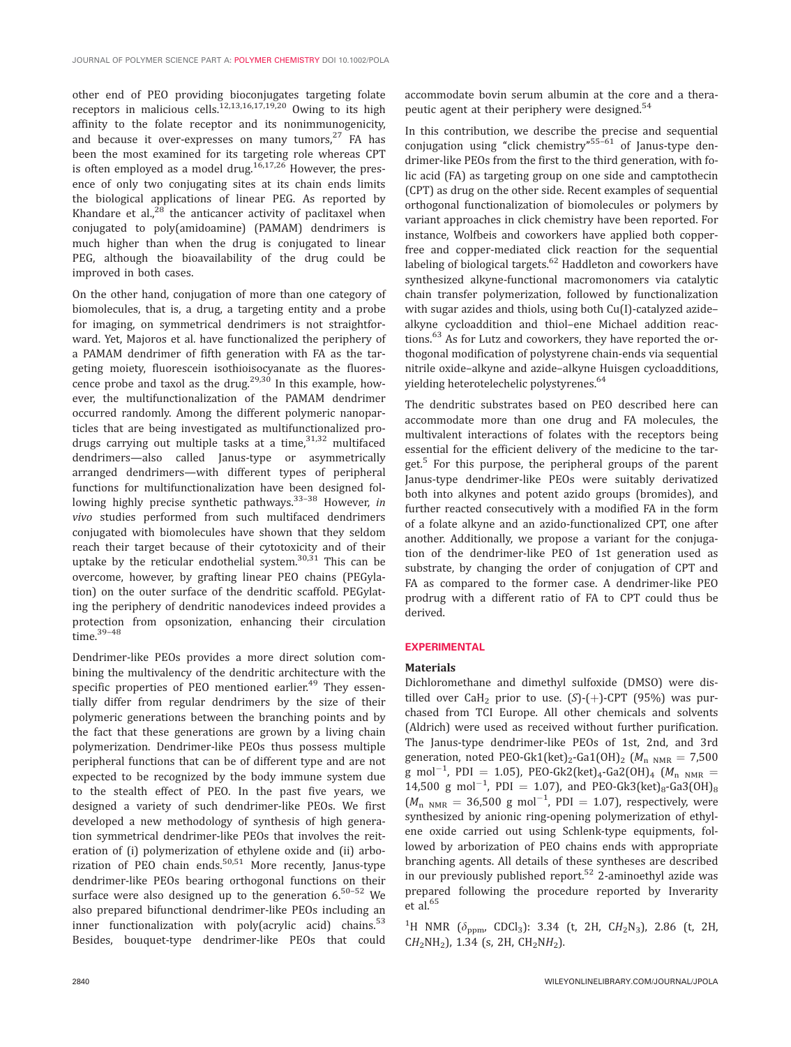other end of PEO providing bioconjugates targeting folate receptors in malicious cells.[12,13,16,17,19,20] Owing to its high affinity to the folate receptor and its nonimmunogenicity, and because it over-expresses on many tumors,[27] FA has been the most examined for its targeting role whereas CPT is often employed as a model drug.[16,17,26] However, the presence of only two conjugating sites at its chain ends limits the biological applications of linear PEG. As reported by Khandare et al.,[28] the anticancer activity of paclitaxel when conjugated to poly(amidoamine) (PAMAM) dendrimers is much higher than when the drug is conjugated to linear PEG, although the bioavailability of the drug could be improved in both cases.

On the other hand, conjugation of more than one category of biomolecules, that is, a drug, a targeting entity and a probe for imaging, on symmetrical dendrimers is not straightforward. Yet, Majoros et al. have functionalized the periphery of a PAMAM dendrimer of fifth generation with FA as the targeting moiety, fluorescein isothioisocyanate as the fluorescence probe and taxol as the drug.[29,30] In this example, however, the multifunctionalization of the PAMAM dendrimer occurred randomly. Among the different polymeric nanoparticles that are being investigated as multifunctionalized prodrugs carrying out multiple tasks at a time,[31,32] multifaced dendrimers—also called Janus-type or asymmetrically arranged dendrimers—with different types of peripheral functions for multifunctionalization have been designed following highly precise synthetic pathways.[33–38] However, *in vivo* studies performed from such multifaced dendrimers conjugated with biomolecules have shown that they seldom reach their target because of their cytotoxicity and of their uptake by the reticular endothelial system.[30,31] This can be overcome, however, by grafting linear PEO chains (PEGylation) on the outer surface of the dendritic scaffold. PEGylating the periphery of dendritic nanodevices indeed provides a protection from opsonization, enhancing their circulation time.[39–48]

Dendrimer-like PEOs provides a more direct solution combining the multivalency of the dendritic architecture with the specific properties of PEO mentioned earlier.[49] They essentially differ from regular dendrimers by the size of their polymeric generations between the branching points and by the fact that these generations are grown by a living chain polymerization. Dendrimer-like PEOs thus possess multiple peripheral functions that can be of different type and are not expected to be recognized by the body immune system due to the stealth effect of PEO. In the past five years, we designed a variety of such dendrimer-like PEOs. We first developed a new methodology of synthesis of high generation symmetrical dendrimer-like PEOs that involves the reiteration of (i) polymerization of ethylene oxide and (ii) arborization of PEO chain ends.[50,51] More recently, Janus-type dendrimer-like PEOs bearing orthogonal functions on their surface were also designed up to the generation 6.[50–52] We also prepared bifunctional dendrimer-like PEOs including an inner functionalization with poly(acrylic acid) chains.[53] Besides, bouquet-type dendrimer-like PEOs that could accommodate bovin serum albumin at the core and a therapeutic agent at their periphery were designed.[54]

In this contribution, we describe the precise and sequential conjugation using "click chemistry"[55–61] of Janus-type dendrimer-like PEOs from the first to the third generation, with folic acid (FA) as targeting group on one side and camptothecin (CPT) as drug on the other side. Recent examples of sequential orthogonal functionalization of biomolecules or polymers by variant approaches in click chemistry have been reported. For instance, Wolfbeis and coworkers have applied both copper-free and copper-mediated click reaction for the sequential labeling of biological targets.[62] Haddleton and coworkers have synthesized alkyne-functional macromonomers via catalytic chain transfer polymerization, followed by functionalization with sugar azides and thiols, using both Cu(I)-catalyzed azide–alkyne cycloaddition and thiol–ene Michael addition reactions.[63] As for Lutz and coworkers, they have reported the orthogonal modification of polystyrene chain-ends via sequential nitrile oxide–alkyne and azide–alkyne Huisgen cycloadditions, yielding heterotelechelic polystyrenes.[64]

The dendritic substrates based on PEO described here can accommodate more than one drug and FA molecules, the multivalent interactions of folates with the receptors being essential for the efficient delivery of the medicine to the target.[5] For this purpose, the peripheral groups of the parent Janus-type dendrimer-like PEOs were suitably derivatized both into alkynes and potent azido groups (bromides), and further reacted consecutively with a modified FA in the form of a folate alkyne and an azido-functionalized CPT, one after another. Additionally, we propose a variant for the conjugation of the dendrimer-like PEO of 1st generation used as substrate, by changing the order of conjugation of CPT and FA as compared to the former case. A dendrimer-like PEO prodrug with a different ratio of FA to CPT could thus be derived.

## EXPERIMENTAL

### Materials

Dichloromethane and dimethyl sulfoxide (DMSO) were distilled over $CaH_2$ prior to use. (*S*)-(+)-CPT (95%) was purchased from TCI Europe. All other chemicals and solvents (Aldrich) were used as received without further purification. The Janus-type dendrimer-like PEOs of 1st, 2nd, and 3rd generation, noted PEO-Gk1(ket)$_2$-Ga1(OH)$_2$ ($M_{n\ NMR}$ = 7,500 g mol$^{-1}$, PDI = 1.05), PEO-Gk2(ket)$_4$-Ga2(OH)$_4$ ($M_{n\ NMR}$ = 14,500 g mol$^{-1}$, PDI = 1.07), and PEO-Gk3(ket)$_8$-Ga3(OH)$_8$ ($M_{n\ NMR}$ = 36,500 g mol$^{-1}$, PDI = 1.07), respectively, were synthesized by anionic ring-opening polymerization of ethylene oxide carried out using Schlenk-type equipments, followed by arborization of PEO chains ends with appropriate branching agents. All details of these syntheses are described in our previously published report.[52] 2-aminoethyl azide was prepared following the procedure reported by Inverarity et al.[65]

$^1$H NMR ($\delta_{ppm}$, $CDCl_3$): 3.34 (t, 2H, C$H_2$N$_3$), 2.86 (t, 2H, C$H_2$NH$_2$), 1.34 (s, 2H, CH$_2$N$H_2$).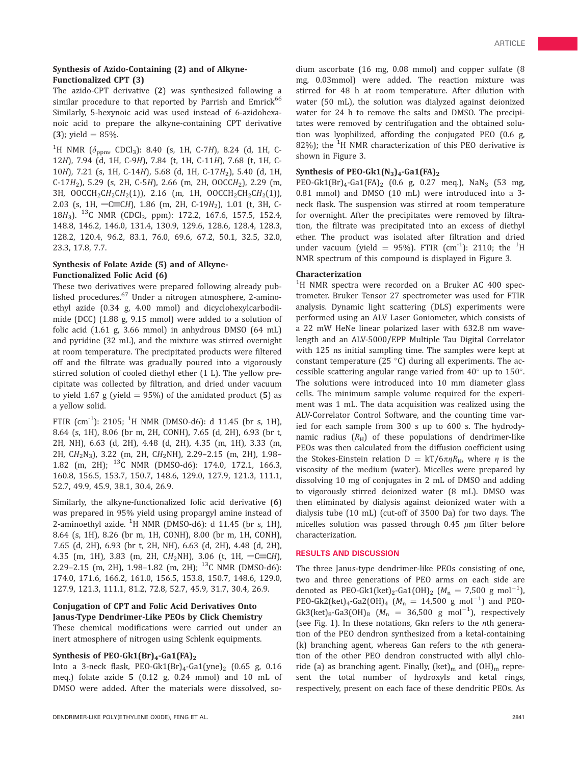### Synthesis of Azido-Containing (2) and of Alkyne-Functionalized CPT (3)

The azido-CPT derivative (**2**) was synthesized following a similar procedure to that reported by Parrish and Emrick[66] Similarly, 5-hexynoic acid was used instead of 6-azidohexanoic acid to prepare the alkyne-containing CPT derivative (**3**); yield = 85%.

$^1$H NMR ($\delta_{ppm}$, $CDCl_3$): 8.40 (s, 1H, C-7*H*), 8.24 (d, 1H, C-12*H*), 7.94 (d, 1H, C-9*H*), 7.84 (t, 1H, C-11*H*), 7.68 (t, 1H, C-10*H*), 7.21 (s, 1H, C-14*H*), 5.68 (d, 1H, C-17$H_2$), 5.40 (d, 1H, C-17$H_2$), 5.29 (s, 2H, C-5*H*), 2.66 (m, 2H, OOC$CH_2$), 2.29 (m, 3H, OOC$CH_2CH_2CH_2$(1)), 2.16 (m, 1H, OOC$CH_2CH_2CH_2$(1)), 2.03 (s, 1H, —C≡C*H*), 1.86 (m, 2H, C-19$H_2$), 1.01 (t, 3H, C-18$H_3$). $^{13}$C NMR ($CDCl_3$, ppm): 172.2, 167.6, 157.5, 152.4, 148.8, 146.2, 146.0, 131.4, 130.9, 129.6, 128.6, 128.4, 128.3, 128.2, 120.4, 96.2, 83.1, 76.0, 69.6, 67.2, 50.1, 32.5, 32.0, 23.3, 17.8, 7.7.

### Synthesis of Folate Azide (5) and of Alkyne-Functionalized Folic Acid (6)

These two derivatives were prepared following already published procedures.[67] Under a nitrogen atmosphere, 2-aminoethyl azide (0.34 g, 4.00 mmol) and dicyclohexylcarbodiimide (DCC) (1.88 g, 9.15 mmol) were added to a solution of folic acid (1.61 g, 3.66 mmol) in anhydrous DMSO (64 mL) and pyridine (32 mL), and the mixture was stirred overnight at room temperature. The precipitated products were filtered off and the filtrate was gradually poured into a vigorously stirred solution of cooled diethyl ether (1 L). The yellow precipitate was collected by filtration, and dried under vacuum to yield 1.67 g (yield = 95%) of the amidated product (**5**) as a yellow solid.

FTIR (cm$^{-1}$): 2105; $^1$H NMR (DMSO-d6): d 11.45 (br s, 1H), 8.64 (s, 1H), 8.06 (br m, 2H, CONH), 7.65 (d, 2H), 6.93 (br t, 2H, NH), 6.63 (d, 2H), 4.48 (d, 2H), 4.35 (m, 1H), 3.33 (m, 2H, C$H_2N_3$), 3.22 (m, 2H, C$H_2$NH), 2.29–2.15 (m, 2H), 1.98–1.82 (m, 2H); $^{13}$C NMR (DMSO-d6): 174.0, 172.1, 166.3, 160.8, 156.5, 153.7, 150.7, 148.6, 129.0, 127.9, 121.3, 111.1, 52.7, 49.9, 45.9, 38.1, 30.4, 26.9.

Similarly, the alkyne-functionalized folic acid derivative (**6**) was prepared in 95% yield using propargyl amine instead of 2-aminoethyl azide. $^1$H NMR (DMSO-d6): d 11.45 (br s, 1H), 8.64 (s, 1H), 8.26 (br m, 1H, CONH), 8.00 (br m, 1H, CONH), 7.65 (d, 2H), 6.93 (br t, 2H, NH), 6.63 (d, 2H), 4.48 (d, 2H), 4.35 (m, 1H), 3.83 (m, 2H, C$H_2$NH), 3.06 (t, 1H, —C≡C*H*), 2.29–2.15 (m, 2H), 1.98–1.82 (m, 2H); $^{13}$C NMR (DMSO-d6): 174.0, 171.6, 166.2, 161.0, 156.5, 153.8, 150.7, 148.6, 129.0, 127.9, 121.3, 111.1, 81.2, 72.8, 52.7, 45.9, 31.7, 30.4, 26.9.

### Conjugation of CPT and Folic Acid Derivatives Onto Janus-Type Dendrimer-Like PEOs by Click Chemistry

These chemical modifications were carried out under an inert atmosphere of nitrogen using Schlenk equipments.

### Synthesis of PEO-Gk1(Br)$_4$-Ga1(FA)$_2$

Into a 3-neck flask, PEO-Gk1(Br)$_4$-Ga1(yne)$_2$ (0.65 g, 0.16 meq.) folate azide **5** (0.12 g, 0.24 mmol) and 10 mL of DMSO were added. After the materials were dissolved, sodium ascorbate (16 mg, 0.08 mmol) and copper sulfate (8 mg, 0.03mmol) were added. The reaction mixture was stirred for 48 h at room temperature. After dilution with water (50 mL), the solution was dialyzed against deionized water for 24 h to remove the salts and DMSO. The precipitates were removed by centrifugation and the obtained solution was lyophilized, affording the conjugated PEO (0.6 g, 82%); the $^1$H NMR characterization of this PEO derivative is shown in Figure 3.

### Synthesis of PEO-Gk1(N$_3$)$_4$-Ga1(FA)$_2$

PEO-Gk1(Br)$_4$-Ga1(FA)$_2$ (0.6 g, 0.27 meq.), $NaN_3$ (53 mg, 0.81 mmol) and DMSO (10 mL) were introduced into a 3-neck flask. The suspension was stirred at room temperature for overnight. After the precipitates were removed by filtration, the filtrate was precipitated into an excess of diethyl ether. The product was isolated after filtration and dried under vacuum (yield = 95%). FTIR (cm$^{-1}$): 2110; the $^1$H NMR spectrum of this compound is displayed in Figure 3.

### Characterization

$^1$H NMR spectra were recorded on a Bruker AC 400 spectrometer. Bruker Tensor 27 spectrometer was used for FTIR analysis. Dynamic light scattering (DLS) experiments were performed using an ALV Laser Goniometer, which consists of a 22 mW HeNe linear polarized laser with 632.8 nm wavelength and an ALV-5000/EPP Multiple Tau Digital Correlator with 125 ns initial sampling time. The samples were kept at constant temperature (25 °C) during all experiments. The accessible scattering angular range varied from 40° up to 150°. The solutions were introduced into 10 mm diameter glass cells. The minimum sample volume required for the experiment was 1 mL. The data acquisition was realized using the ALV-Correlator Control Software, and the counting time varied for each sample from 300 s up to 600 s. The hydrodynamic radius ($R_H$) of these populations of dendrimer-like PEOs was then calculated from the diffusion coefficient using the Stokes-Einstein relation $D = kT/6\pi\eta R_H$, where $\eta$ is the viscosity of the medium (water). Micelles were prepared by dissolving 10 mg of conjugates in 2 mL of DMSO and adding to vigorously stirred deionized water (8 mL). DMSO was then eliminated by dialysis against deionized water with a dialysis tube (10 mL) (cut-off of 3500 Da) for two days. The micelles solution was passed through 0.45 $\mu$m filter before characterization.

## RESULTS AND DISCUSSION

The three Janus-type dendrimer-like PEOs consisting of one, two and three generations of PEO arms on each side are denoted as PEO-Gk1(ket)$_2$-Ga1(OH)$_2$ ($M_n$ = 7,500 g mol$^{-1}$), PEO-Gk2(ket)$_4$-Ga2(OH)$_4$ ($M_n$ = 14,500 g mol$^{-1}$) and PEO-Gk3(ket)$_8$-Ga3(OH)$_8$ ($M_n$ = 36,500 g mol$^{-1}$), respectively (see Fig. 1). In these notations, Gkn refers to the *n*th generation of the PEO dendron synthesized from a ketal-containing (k) branching agent, whereas Gan refers to the *n*th generation of the other PEO dendron constructed with allyl chloride (a) as branching agent. Finally, (ket)$_m$ and (OH)$_m$ represent the total number of hydroxyls and ketal rings, respectively, present on each face of these dendritic PEOs. As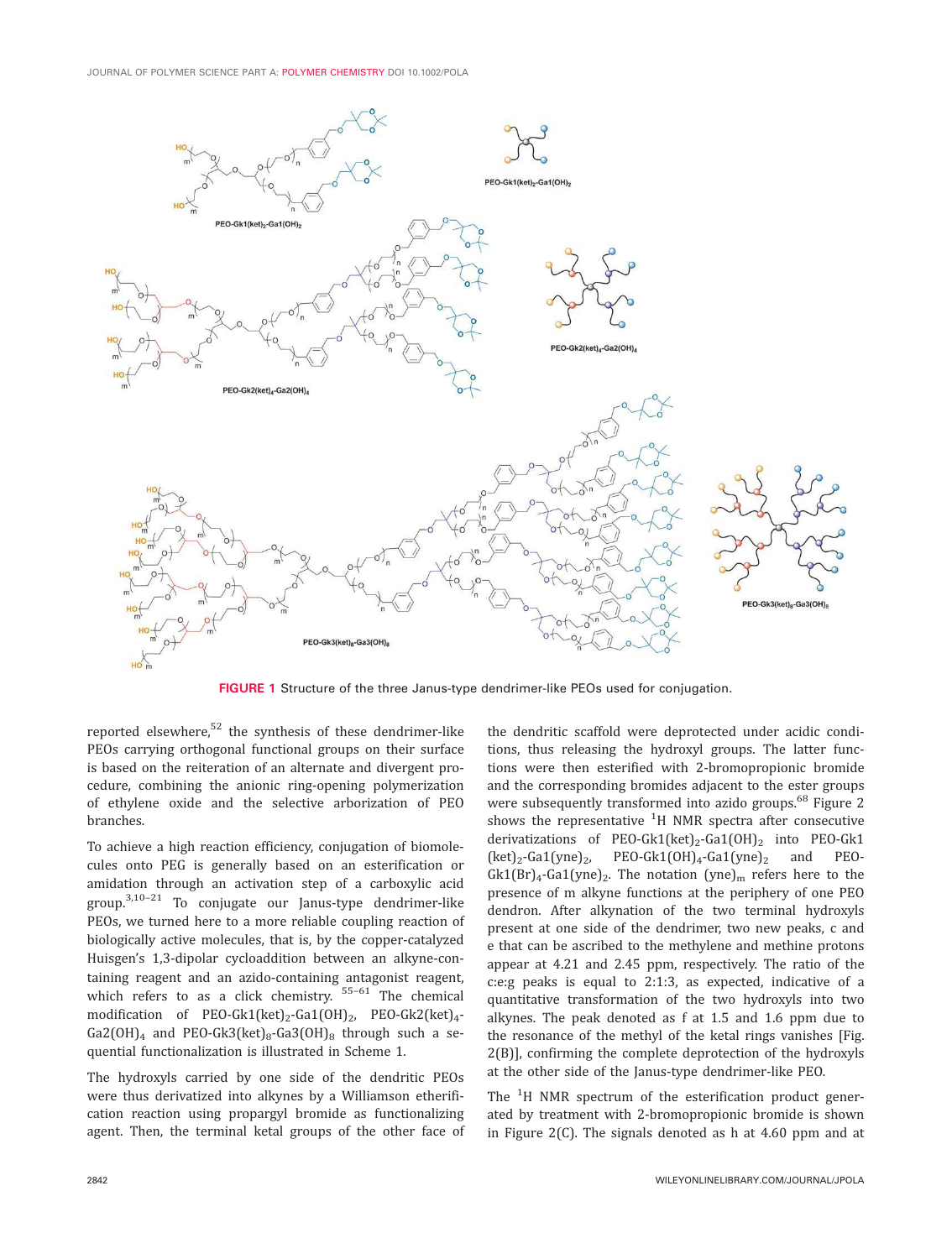PEO-Gk1(ket)$_2$-Ga1(OH)$_2$

PEO-Gk1(ket)$_2$-Ga1(OH)$_2$

PEO-Gk2(ket)$_4$-Ga2(OH)$_4$

PEO-Gk2(ket)$_4$-Ga2(OH)$_4$

PEO-Gk3(ket)$_8$-Ga3(OH)$_8$

PEO-Gk3(ket)$_8$-Ga3(OH)$_8$

**FIGURE 1** Structure of the three Janus-type dendrimer-like PEOs used for conjugation.

reported elsewhere,[52] the synthesis of these dendrimer-like PEOs carrying orthogonal functional groups on their surface is based on the reiteration of an alternate and divergent procedure, combining the anionic ring-opening polymerization of ethylene oxide and the selective arborization of PEO branches.

To achieve a high reaction efficiency, conjugation of biomolecules onto PEG is generally based on an esterification or amidation through an activation step of a carboxylic acid group.[3,10–21] To conjugate our Janus-type dendrimer-like PEOs, we turned here to a more reliable coupling reaction of biologically active molecules, that is, by the copper-catalyzed Huisgen's 1,3-dipolar cycloaddition between an alkyne-containing reagent and an azido-containing antagonist reagent, which refers to as a click chemistry. [55–61] The chemical modification of PEO-Gk1(ket)$_2$-Ga1(OH)$_2$, PEO-Gk2(ket)$_4$-Ga2(OH)$_4$ and PEO-Gk3(ket)$_8$-Ga3(OH)$_8$ through such a sequential functionalization is illustrated in Scheme 1.

The hydroxyls carried by one side of the dendritic PEOs were thus derivatized into alkynes by a Williamson etherification reaction using propargyl bromide as functionalizing agent. Then, the terminal ketal groups of the other face of the dendritic scaffold were deprotected under acidic conditions, thus releasing the hydroxyl groups. The latter functions were then esterified with 2-bromopropionic bromide and the corresponding bromides adjacent to the ester groups were subsequently transformed into azido groups.[68] Figure 2 shows the representative $^1$H NMR spectra after consecutive derivatizations of PEO-Gk1(ket)$_2$-Ga1(OH)$_2$ into PEO-Gk1 (ket)$_2$-Ga1(yne)$_2$, PEO-Gk1(OH)$_4$-Ga1(yne)$_2$ and PEO-Gk1(Br)$_4$-Ga1(yne)$_2$. The notation (yne)$_m$ refers here to the presence of m alkyne functions at the periphery of one PEO dendron. After alkynation of the two terminal hydroxyls present at one side of the dendrimer, two new peaks, c and e that can be ascribed to the methylene and methine protons appear at 4.21 and 2.45 ppm, respectively. The ratio of the c:e:g peaks is equal to 2:1:3, as expected, indicative of a quantitative transformation of the two hydroxyls into two alkynes. The peak denoted as f at 1.5 and 1.6 ppm due to the resonance of the methyl of the ketal rings vanishes [Fig. 2(B)], confirming the complete deprotection of the hydroxyls at the other side of the Janus-type dendrimer-like PEO.

The $^1$H NMR spectrum of the esterification product generated by treatment with 2-bromopropionic bromide is shown in Figure 2(C). The signals denoted as h at 4.60 ppm and at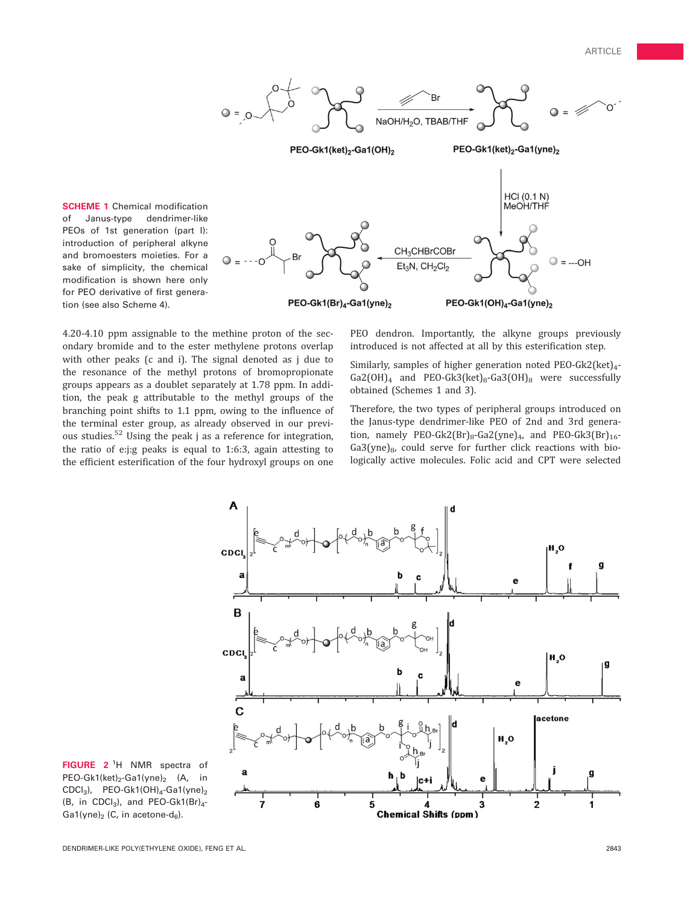SCHEME 1 Chemical modification of Janus-type dendrimer-like PEOs of 1st generation (part I): introduction of peripheral alkyne and bromoesters moieties. For a sake of simplicity, the chemical modification is shown here only for PEO derivative of first generation (see also Scheme 4).

PEO-Gk1(ket)$_2$-Ga1(OH)$_2$

NaOH/H$_2$O, TBAB/THF

PEO-Gk1(ket)$_2$-Ga1(yne)$_2$

HCl (0.1 N) MeOH/THF

CH$_3$CHBrCOBr

Et$_3$N, CH$_2$Cl$_2$

= ---OH

PEO-Gk1(Br)$_4$-Ga1(yne)$_2$

PEO-Gk1(OH)$_4$-Ga1(yne)$_2$

4.20-4.10 ppm assignable to the methine proton of the secondary bromide and to the ester methylene protons overlap with other peaks (c and i). The signal denoted as j due to the resonance of the methyl protons of bromopropionate groups appears as a doublet separately at 1.78 ppm. In addition, the peak g attributable to the methyl groups of the branching point shifts to 1.1 ppm, owing to the influence of the terminal ester group, as already observed in our previous studies.[52] Using the peak j as a reference for integration, the ratio of e:j:g peaks is equal to 1:6:3, again attesting to the efficient esterification of the four hydroxyl groups on one PEO dendron. Importantly, the alkyne groups previously introduced is not affected at all by this esterification step.

Similarly, samples of higher generation noted PEO-Gk2(ket)$_4$-Ga2(OH)$_4$ and PEO-Gk3(ket)$_8$-Ga3(OH)$_8$ were successfully obtained (Schemes 1 and 3).

Therefore, the two types of peripheral groups introduced on the Janus-type dendrimer-like PEO of 2nd and 3rd generation, namely PEO-Gk2(Br)$_8$-Ga2(yne)$_4$, and PEO-Gk3(Br)$_{16}$-Ga3(yne)$_8$, could serve for further click reactions with biologically active molecules. Folic acid and CPT were selected

A

B

C

Chemical Shifts (ppm)

7 6 5 4 3 2 1

FIGURE 2 $^1$H NMR spectra of PEO-Gk1(ket)$_2$-Ga1(yne)$_2$ (A, in CDCl$_3$), PEO-Gk1(OH)$_4$-Ga1(yne)$_2$ (B, in CDCl$_3$), and PEO-Gk1(Br)$_4$-Ga1(yne)$_2$ (C, in acetone-d$_6$).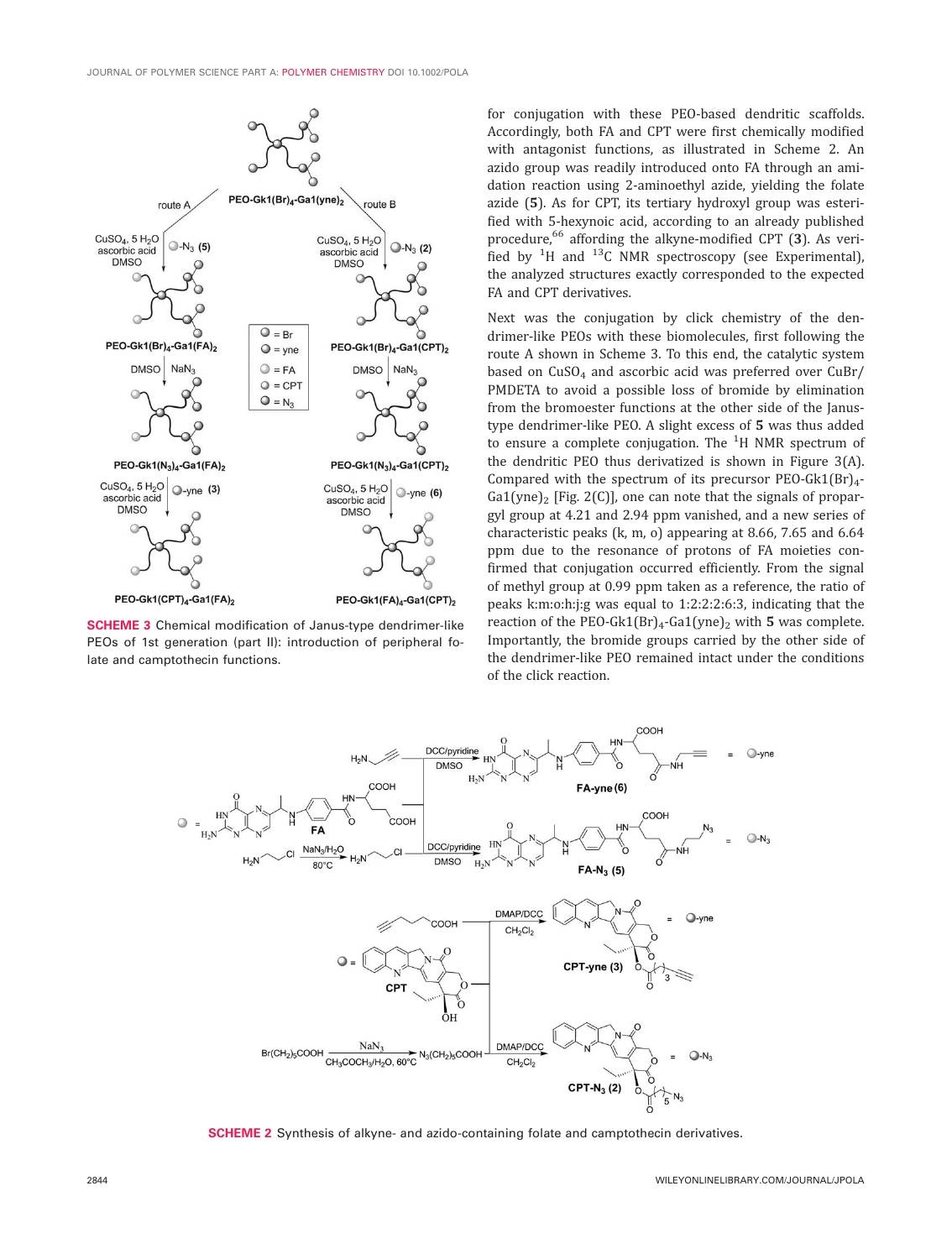SCHEME 3 Chemical modification of Janus-type dendrimer-like PEOs of 1st generation (part II): introduction of peripheral folate and camptothecin functions.

for conjugation with these PEO-based dendritic scaffolds. Accordingly, both FA and CPT were first chemically modified with antagonist functions, as illustrated in Scheme 2. An azido group was readily introduced onto FA through an amidation reaction using 2-aminoethyl azide, yielding the folate azide (**5**). As for CPT, its tertiary hydroxyl group was esterified with 5-hexynoic acid, according to an already published procedure,[66] affording the alkyne-modified CPT (**3**). As verified by $^1$H and $^{13}$C NMR spectroscopy (see Experimental), the analyzed structures exactly corresponded to the expected FA and CPT derivatives.

Next was the conjugation by click chemistry of the dendrimer-like PEOs with these biomolecules, first following the route A shown in Scheme 3. To this end, the catalytic system based on $CuSO_4$ and ascorbic acid was preferred over CuBr/PMDETA to avoid a possible loss of bromide by elimination from the bromoester functions at the other side of the Janus-type dendrimer-like PEO. A slight excess of **5** was thus added to ensure a complete conjugation. The $^1$H NMR spectrum of the dendritic PEO thus derivatized is shown in Figure 3(A). Compared with the spectrum of its precursor PEO-Gk1(Br)$_4$-Ga1(yne)$_2$ [Fig. 2(C)], one can note that the signals of propargyl group at 4.21 and 2.94 ppm vanished, and a new series of characteristic peaks (k, m, o) appearing at 8.66, 7.65 and 6.64 ppm due to the resonance of protons of FA moieties confirmed that conjugation occurred efficiently. From the signal of methyl group at 0.99 ppm taken as a reference, the ratio of peaks k:m:o:h:j:g was equal to 1:2:2:2:6:3, indicating that the reaction of the PEO-Gk1(Br)$_4$-Ga1(yne)$_2$ with **5** was complete. Importantly, the bromide groups carried by the other side of the dendrimer-like PEO remained intact under the conditions of the click reaction.

SCHEME 2 Synthesis of alkyne- and azido-containing folate and camptothecin derivatives.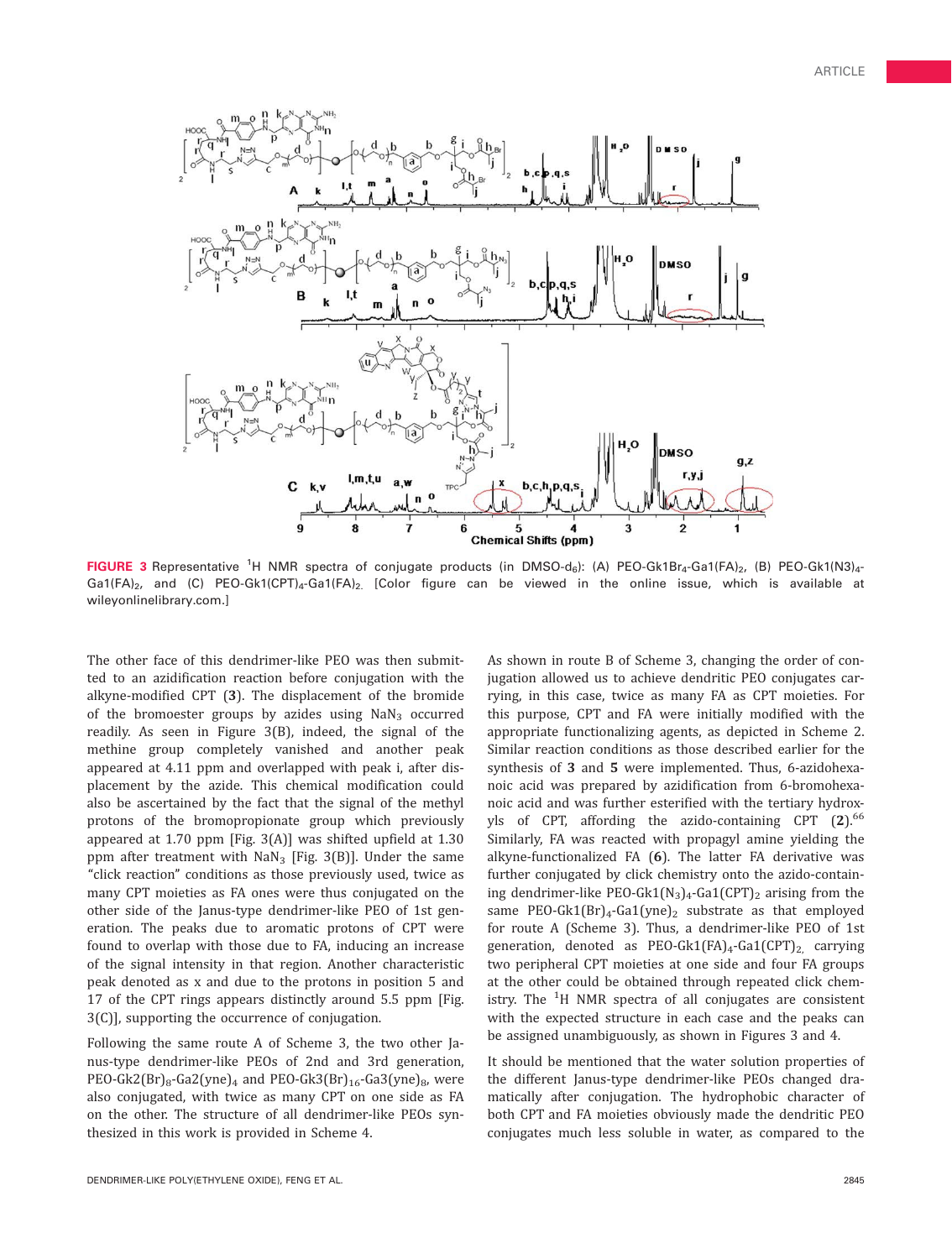FIGURE 3 Representative $^{1}$H NMR spectra of conjugate products (in DMSO-d$_6$): (A) PEO-Gk1Br$_4$-Ga1(FA)$_2$, (B) PEO-Gk1(N3)$_4$-Ga1(FA)$_2$, and (C) PEO-Gk1(CPT)$_4$-Ga1(FA)$_2$. [Color figure can be viewed in the online issue, which is available at wileyonlinelibrary.com.]

The other face of this dendrimer-like PEO was then submitted to an azidification reaction before conjugation with the alkyne-modified CPT (**3**). The displacement of the bromide of the bromoester groups by azides using $NaN_3$ occurred readily. As seen in Figure 3(B), indeed, the signal of the methine group completely vanished and another peak appeared at 4.11 ppm and overlapped with peak i, after displacement by the azide. This chemical modification could also be ascertained by the fact that the signal of the methyl protons of the bromopropionate group which previously appeared at 1.70 ppm [Fig. 3(A)] was shifted upfield at 1.30 ppm after treatment with $NaN_3$ [Fig. 3(B)]. Under the same "click reaction" conditions as those previously used, twice as many CPT moieties as FA ones were thus conjugated on the other side of the Janus-type dendrimer-like PEO of 1st generation. The peaks due to aromatic protons of CPT were found to overlap with those due to FA, inducing an increase of the signal intensity in that region. Another characteristic peak denoted as x and due to the protons in position 5 and 17 of the CPT rings appears distinctly around 5.5 ppm [Fig. 3(C)], supporting the occurrence of conjugation.

Following the same route A of Scheme 3, the two other Janus-type dendrimer-like PEOs of 2nd and 3rd generation, PEO-Gk2(Br)$_8$-Ga2(yne)$_4$ and PEO-Gk3(Br)$_{16}$-Ga3(yne)$_8$, were also conjugated, with twice as many CPT on one side as FA on the other. The structure of all dendrimer-like PEOs synthesized in this work is provided in Scheme 4.

As shown in route B of Scheme 3, changing the order of conjugation allowed us to achieve dendritic PEO conjugates carrying, in this case, twice as many FA as CPT moieties. For this purpose, CPT and FA were initially modified with the appropriate functionalizing agents, as depicted in Scheme 2. Similar reaction conditions as those described earlier for the synthesis of **3** and **5** were implemented. Thus, 6-azidohexanoic acid was prepared by azidification from 6-bromohexanoic acid and was further esterified with the tertiary hydroxyls of CPT, affording the azido-containing CPT (**2**).[66] Similarly, FA was reacted with propagyl amine yielding the alkyne-functionalized FA (**6**). The latter FA derivative was further conjugated by click chemistry onto the azido-containing dendrimer-like PEO-Gk1(N$_3$)$_4$-Ga1(CPT)$_2$ arising from the same PEO-Gk1(Br)$_4$-Ga1(yne)$_2$ substrate as that employed for route A (Scheme 3). Thus, a dendrimer-like PEO of 1st generation, denoted as PEO-Gk1(FA)$_4$-Ga1(CPT)$_2$, carrying two peripheral CPT moieties at one side and four FA groups at the other could be obtained through repeated click chemistry. The $^{1}$H NMR spectra of all conjugates are consistent with the expected structure in each case and the peaks can be assigned unambiguously, as shown in Figures 3 and 4.

It should be mentioned that the water solution properties of the different Janus-type dendrimer-like PEOs changed dramatically after conjugation. The hydrophobic character of both CPT and FA moieties obviously made the dendritic PEO conjugates much less soluble in water, as compared to the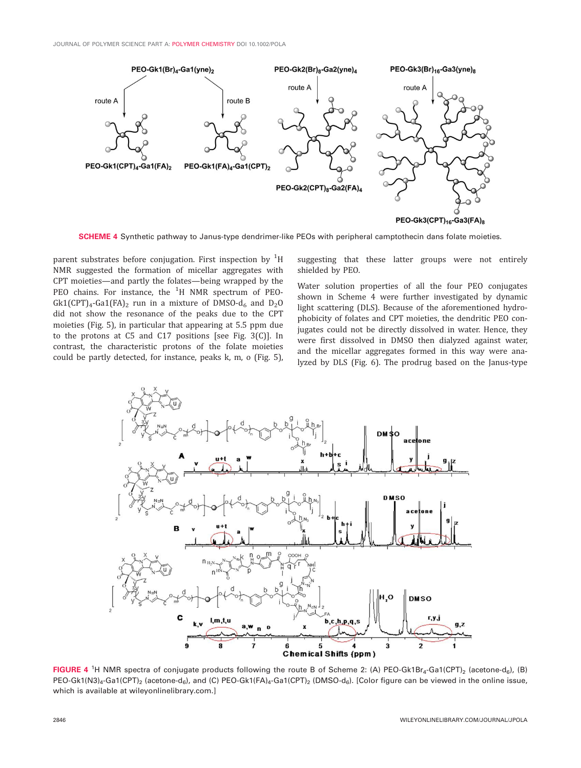PEO-Gk1(Br)4-Ga1(yne)2

route A

route B

PEO-Gk1(CPT)4-Ga1(FA)2

PEO-Gk1(FA)4-Ga1(CPT)2

PEO-Gk2(Br)8-Ga2(yne)4

route A

PEO-Gk2(CPT)8-Ga2(FA)4

PEO-Gk3(Br)16-Ga3(yne)8

route A

PEO-Gk3(CPT)16-Ga3(FA)8

**SCHEME 4** Synthetic pathway to Janus-type dendrimer-like PEOs with peripheral camptothecin dans folate moieties.

parent substrates before conjugation. First inspection by $^{1}$H NMR suggested the formation of micellar aggregates with CPT moieties—and partly the folates—being wrapped by the PEO chains. For instance, the $^{1}$H NMR spectrum of PEO-Gk1(CPT)$_4$-Ga1(FA)$_2$ run in a mixture of DMSO-d$_6$ and D$_2$O did not show the resonance of the peaks due to the CPT moieties (Fig. 5), in particular that appearing at 5.5 ppm due to the protons at C5 and C17 positions [see Fig. 3(C)]. In contrast, the characteristic protons of the folate moieties could be partly detected, for instance, peaks k, m, o (Fig. 5), suggesting that these latter groups were not entirely shielded by PEO.

Water solution properties of all the four PEO conjugates shown in Scheme 4 were further investigated by dynamic light scattering (DLS). Because of the aforementioned hydrophobicity of folates and CPT moieties, the dendritic PEO conjugates could not be directly dissolved in water. Hence, they were first dissolved in DMSO then dialyzed against water, and the micellar aggregates formed in this way were analyzed by DLS (Fig. 6). The prodrug based on the Janus-type

A

v, u+t, a, w, x, h+b+c, s, i, DMSO, acetone, y, j, g, z

B

v, u+t, a, w, x, b+c, s, h+i, DMSO, acetone, y, j, g, z

C

k,v, l,m,t,u, a,w, n, o, x, b,c,h,p,q,s, H$_2$O, DMSO, r,y,j, g,z

9 8 7 6 5 4 3 2 1

Chemical Shifts (ppm)

**FIGURE 4** $^{1}$H NMR spectra of conjugate products following the route B of Scheme 2: (A) PEO-Gk1Br$_4$-Ga1(CPT)$_2$ (acetone-d$_6$), (B) PEO-Gk1(N3)$_4$-Ga1(CPT)$_2$ (acetone-d$_6$), and (C) PEO-Gk1(FA)$_4$-Ga1(CPT)$_2$ (DMSO-d$_6$). [Color figure can be viewed in the online issue, which is available at wileyonlinelibrary.com.]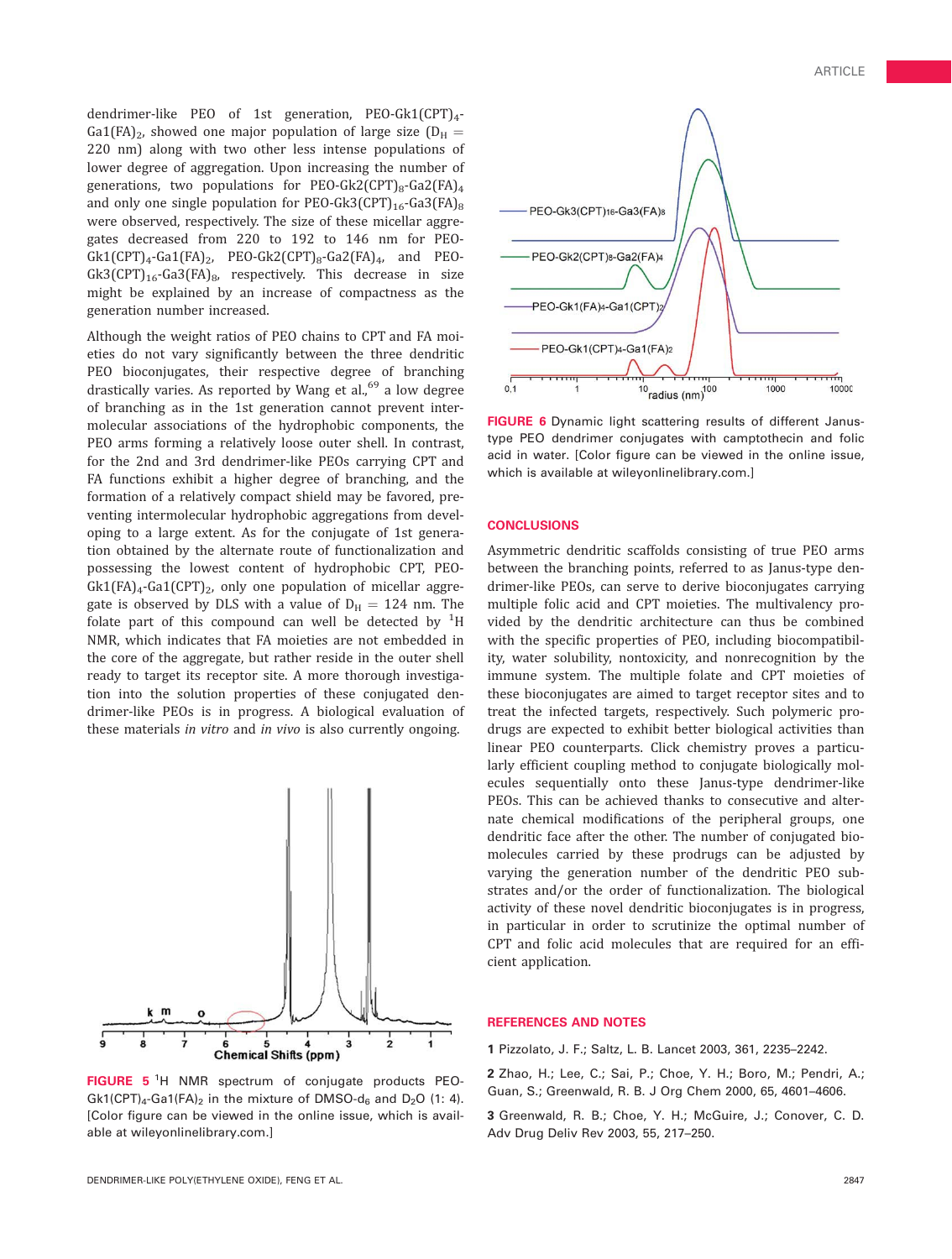dendrimer-like PEO of 1st generation, PEO-Gk1$(CPT)_4$-Ga1$(FA)_2$, showed one major population of large size ($D_H$ = 220 nm) along with two other less intense populations of lower degree of aggregation. Upon increasing the number of generations, two populations for PEO-Gk2$(CPT)_8$-Ga2$(FA)_4$ and only one single population for PEO-Gk3$(CPT)_{16}$-Ga3$(FA)_8$ were observed, respectively. The size of these micellar aggregates decreased from 220 to 192 to 146 nm for PEO-Gk1$(CPT)_4$-Ga1$(FA)_2$, PEO-Gk2$(CPT)_8$-Ga2$(FA)_4$, and PEO-Gk3$(CPT)_{16}$-Ga3$(FA)_8$, respectively. This decrease in size might be explained by an increase of compactness as the generation number increased.

Although the weight ratios of PEO chains to CPT and FA moieties do not vary significantly between the three dendritic PEO bioconjugates, their respective degree of branching drastically varies. As reported by Wang et al.,[69] a low degree of branching as in the 1st generation cannot prevent intermolecular associations of the hydrophobic components, the PEO arms forming a relatively loose outer shell. In contrast, for the 2nd and 3rd dendrimer-like PEOs carrying CPT and FA functions exhibit a higher degree of branching, and the formation of a relatively compact shield may be favored, preventing intermolecular hydrophobic aggregations from developing to a large extent. As for the conjugate of 1st generation obtained by the alternate route of functionalization and possessing the lowest content of hydrophobic CPT, PEO-Gk1$(FA)_4$-Ga1$(CPT)_2$, only one population of micellar aggregate is observed by DLS with a value of $D_H$ = 124 nm. The folate part of this compound can well be detected by $^1H$ NMR, which indicates that FA moieties are not embedded in the core of the aggregate, but rather reside in the outer shell ready to target its receptor site. A more thorough investigation into the solution properties of these conjugated dendrimer-like PEOs is in progress. A biological evaluation of these materials *in vitro* and *in vivo* is also currently ongoing.

k m o
9 8 7 6 5 4 3 2 1
Chemical Shifts (ppm)

**FIGURE 5** $^1H$ NMR spectrum of conjugate products PEO-Gk1$(CPT)_4$-Ga1$(FA)_2$ in the mixture of DMSO-$d_6$ and $D_2O$ (1: 4). [Color figure can be viewed in the online issue, which is available at wileyonlinelibrary.com.]

PEO-Gk3(CPT)16-Ga3(FA)8
PEO-Gk2(CPT)8-Ga2(FA)4
PEO-Gk1(FA)4-Ga1(CPT)2
PEO-Gk1(CPT)4-Ga1(FA)2
0.1 1 10 100 1000 10000
radius (nm)

**FIGURE 6** Dynamic light scattering results of different Janus-type PEO dendrimer conjugates with camptothecin and folic acid in water. [Color figure can be viewed in the online issue, which is available at wileyonlinelibrary.com.]

## CONCLUSIONS

Asymmetric dendritic scaffolds consisting of true PEO arms between the branching points, referred to as Janus-type dendrimer-like PEOs, can serve to derive bioconjugates carrying multiple folic acid and CPT moieties. The multivalency provided by the dendritic architecture can thus be combined with the specific properties of PEO, including biocompatibility, water solubility, nontoxicity, and nonrecognition by the immune system. The multiple folate and CPT moieties of these bioconjugates are aimed to target receptor sites and to treat the infected targets, respectively. Such polymeric prodrugs are expected to exhibit better biological activities than linear PEO counterparts. Click chemistry proves a particularly efficient coupling method to conjugate biologically molecules sequentially onto these Janus-type dendrimer-like PEOs. This can be achieved thanks to consecutive and alternate chemical modifications of the peripheral groups, one dendritic face after the other. The number of conjugated biomolecules carried by these prodrugs can be adjusted by varying the generation number of the dendritic PEO substrates and/or the order of functionalization. The biological activity of these novel dendritic bioconjugates is in progress, in particular in order to scrutinize the optimal number of CPT and folic acid molecules that are required for an efficient application.

## REFERENCES AND NOTES

1 Pizzolato, J. F.; Saltz, L. B. Lancet 2003, 361, 2235–2242.

2 Zhao, H.; Lee, C.; Sai, P.; Choe, Y. H.; Boro, M.; Pendri, A.; Guan, S.; Greenwald, R. B. J Org Chem 2000, 65, 4601–4606.

3 Greenwald, R. B.; Choe, Y. H.; McGuire, J.; Conover, C. D. Adv Drug Deliv Rev 2003, 55, 217–250.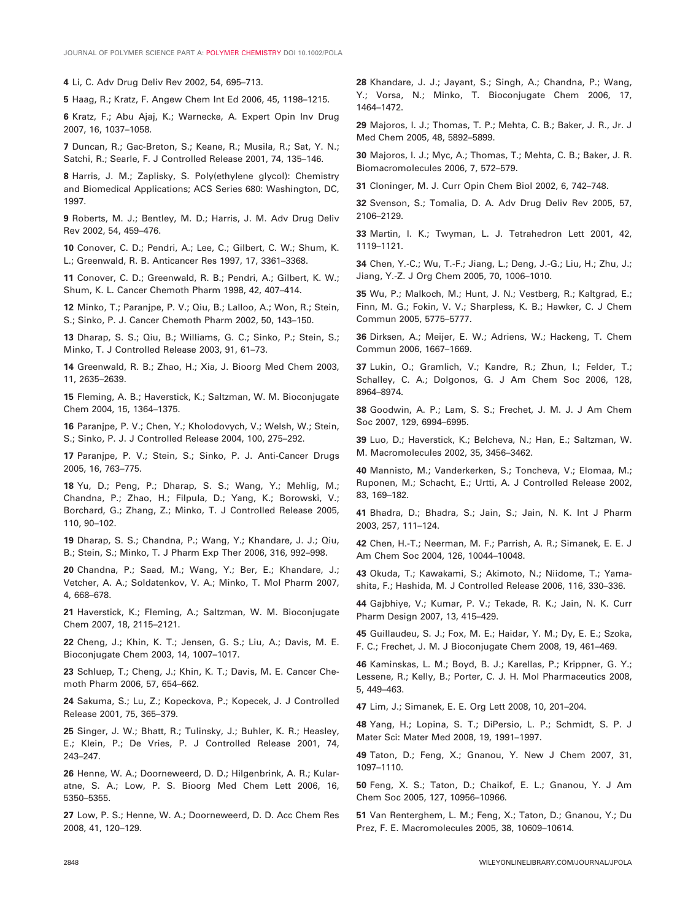4 Li, C. Adv Drug Deliv Rev 2002, 54, 695–713.

5 Haag, R.; Kratz, F. Angew Chem Int Ed 2006, 45, 1198–1215.

6 Kratz, F.; Abu Ajaj, K.; Warnecke, A. Expert Opin Inv Drug 2007, 16, 1037–1058.

7 Duncan, R.; Gac-Breton, S.; Keane, R.; Musila, R.; Sat, Y. N.; Satchi, R.; Searle, F. J Controlled Release 2001, 74, 135–146.

8 Harris, J. M.; Zaplisky, S. Poly(ethylene glycol): Chemistry and Biomedical Applications; ACS Series 680: Washington, DC, 1997.

9 Roberts, M. J.; Bentley, M. D.; Harris, J. M. Adv Drug Deliv Rev 2002, 54, 459–476.

10 Conover, C. D.; Pendri, A.; Lee, C.; Gilbert, C. W.; Shum, K. L.; Greenwald, R. B. Anticancer Res 1997, 17, 3361–3368.

11 Conover, C. D.; Greenwald, R. B.; Pendri, A.; Gilbert, K. W.; Shum, K. L. Cancer Chemoth Pharm 1998, 42, 407–414.

12 Minko, T.; Paranjpe, P. V.; Qiu, B.; Lalloo, A.; Won, R.; Stein, S.; Sinko, P. J. Cancer Chemoth Pharm 2002, 50, 143–150.

13 Dharap, S. S.; Qiu, B.; Williams, G. C.; Sinko, P.; Stein, S.; Minko, T. J Controlled Release 2003, 91, 61–73.

14 Greenwald, R. B.; Zhao, H.; Xia, J. Bioorg Med Chem 2003, 11, 2635–2639.

15 Fleming, A. B.; Haverstick, K.; Saltzman, W. M. Bioconjugate Chem 2004, 15, 1364–1375.

16 Paranjpe, P. V.; Chen, Y.; Kholodovych, V.; Welsh, W.; Stein, S.; Sinko, P. J. J Controlled Release 2004, 100, 275–292.

17 Paranjpe, P. V.; Stein, S.; Sinko, P. J. Anti-Cancer Drugs 2005, 16, 763–775.

18 Yu, D.; Peng, P.; Dharap, S. S.; Wang, Y.; Mehlig, M.; Chandna, P.; Zhao, H.; Filpula, D.; Yang, K.; Borowski, V.; Borchard, G.; Zhang, Z.; Minko, T. J Controlled Release 2005, 110, 90–102.

19 Dharap, S. S.; Chandna, P.; Wang, Y.; Khandare, J. J.; Qiu, B.; Stein, S.; Minko, T. J Pharm Exp Ther 2006, 316, 992–998.

20 Chandna, P.; Saad, M.; Wang, Y.; Ber, E.; Khandare, J.; Vetcher, A. A.; Soldatenkov, V. A.; Minko, T. Mol Pharm 2007, 4, 668–678.

21 Haverstick, K.; Fleming, A.; Saltzman, W. M. Bioconjugate Chem 2007, 18, 2115–2121.

22 Cheng, J.; Khin, K. T.; Jensen, G. S.; Liu, A.; Davis, M. E. Bioconjugate Chem 2003, 14, 1007–1017.

23 Schluep, T.; Cheng, J.; Khin, K. T.; Davis, M. E. Cancer Chemoth Pharm 2006, 57, 654–662.

24 Sakuma, S.; Lu, Z.; Kopeckova, P.; Kopecek, J. J Controlled Release 2001, 75, 365–379.

25 Singer, J. W.; Bhatt, R.; Tulinsky, J.; Buhler, K. R.; Heasley, E.; Klein, P.; De Vries, P. J Controlled Release 2001, 74, 243–247.

26 Henne, W. A.; Doorneweerd, D. D.; Hilgenbrink, A. R.; Kularatne, S. A.; Low, P. S. Bioorg Med Chem Lett 2006, 16, 5350–5355.

27 Low, P. S.; Henne, W. A.; Doorneweerd, D. D. Acc Chem Res 2008, 41, 120–129.

28 Khandare, J. J.; Jayant, S.; Singh, A.; Chandna, P.; Wang, Y.; Vorsa, N.; Minko, T. Bioconjugate Chem 2006, 17, 1464–1472.

29 Majoros, I. J.; Thomas, T. P.; Mehta, C. B.; Baker, J. R., Jr. J Med Chem 2005, 48, 5892–5899.

30 Majoros, I. J.; Myc, A.; Thomas, T.; Mehta, C. B.; Baker, J. R. Biomacromolecules 2006, 7, 572–579.

31 Cloninger, M. J. Curr Opin Chem Biol 2002, 6, 742–748.

32 Svenson, S.; Tomalia, D. A. Adv Drug Deliv Rev 2005, 57, 2106–2129.

33 Martin, I. K.; Twyman, L. J. Tetrahedron Lett 2001, 42, 1119–1121.

34 Chen, Y.-C.; Wu, T.-F.; Jiang, L.; Deng, J.-G.; Liu, H.; Zhu, J.; Jiang, Y.-Z. J Org Chem 2005, 70, 1006–1010.

35 Wu, P.; Malkoch, M.; Hunt, J. N.; Vestberg, R.; Kaltgrad, E.; Finn, M. G.; Fokin, V. V.; Sharpless, K. B.; Hawker, C. J Chem Commun 2005, 5775–5777.

36 Dirksen, A.; Meijer, E. W.; Adriens, W.; Hackeng, T. Chem Commun 2006, 1667–1669.

37 Lukin, O.; Gramlich, V.; Kandre, R.; Zhun, I.; Felder, T.; Schalley, C. A.; Dolgonos, G. J Am Chem Soc 2006, 128, 8964–8974.

38 Goodwin, A. P.; Lam, S. S.; Frechet, J. M. J. J Am Chem Soc 2007, 129, 6994–6995.

39 Luo, D.; Haverstick, K.; Belcheva, N.; Han, E.; Saltzman, W. M. Macromolecules 2002, 35, 3456–3462.

40 Mannisto, M.; Vanderkerken, S.; Toncheva, V.; Elomaa, M.; Ruponen, M.; Schacht, E.; Urtti, A. J Controlled Release 2002, 83, 169–182.

41 Bhadra, D.; Bhadra, S.; Jain, S.; Jain, N. K. Int J Pharm 2003, 257, 111–124.

42 Chen, H.-T.; Neerman, M. F.; Parrish, A. R.; Simanek, E. E. J Am Chem Soc 2004, 126, 10044–10048.

43 Okuda, T.; Kawakami, S.; Akimoto, N.; Niidome, T.; Yamashita, F.; Hashida, M. J Controlled Release 2006, 116, 330–336.

44 Gajbhiye, V.; Kumar, P. V.; Tekade, R. K.; Jain, N. K. Curr Pharm Design 2007, 13, 415–429.

45 Guillaudeu, S. J.; Fox, M. E.; Haidar, Y. M.; Dy, E. E.; Szoka, F. C.; Frechet, J. M. J Bioconjugate Chem 2008, 19, 461–469.

46 Kaminskas, L. M.; Boyd, B. J.; Karellas, P.; Krippner, G. Y.; Lessene, R.; Kelly, B.; Porter, C. J. H. Mol Pharmaceutics 2008, 5, 449–463.

47 Lim, J.; Simanek, E. E. Org Lett 2008, 10, 201–204.

48 Yang, H.; Lopina, S. T.; DiPersio, L. P.; Schmidt, S. P. J Mater Sci: Mater Med 2008, 19, 1991–1997.

49 Taton, D.; Feng, X.; Gnanou, Y. New J Chem 2007, 31, 1097–1110.

50 Feng, X. S.; Taton, D.; Chaikof, E. L.; Gnanou, Y. J Am Chem Soc 2005, 127, 10956–10966.

51 Van Renterghem, L. M.; Feng, X.; Taton, D.; Gnanou, Y.; Du Prez, F. E. Macromolecules 2005, 38, 10609–10614.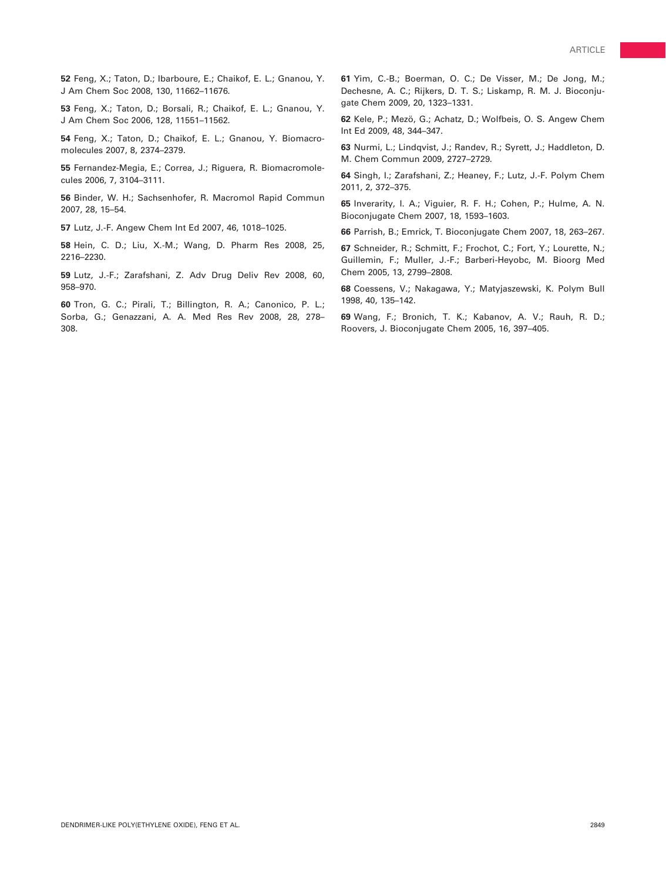**52** Feng, X.; Taton, D.; Ibarboure, E.; Chaikof, E. L.; Gnanou, Y. J Am Chem Soc 2008, 130, 11662–11676.

**53** Feng, X.; Taton, D.; Borsali, R.; Chaikof, E. L.; Gnanou, Y. J Am Chem Soc 2006, 128, 11551–11562.

**54** Feng, X.; Taton, D.; Chaikof, E. L.; Gnanou, Y. Biomacromolecules 2007, 8, 2374–2379.

**55** Fernandez-Megia, E.; Correa, J.; Riguera, R. Biomacromolecules 2006, 7, 3104–3111.

**56** Binder, W. H.; Sachsenhofer, R. Macromol Rapid Commun 2007, 28, 15–54.

**57** Lutz, J.-F. Angew Chem Int Ed 2007, 46, 1018–1025.

**58** Hein, C. D.; Liu, X.-M.; Wang, D. Pharm Res 2008, 25, 2216–2230.

**59** Lutz, J.-F.; Zarafshani, Z. Adv Drug Deliv Rev 2008, 60, 958–970.

**60** Tron, G. C.; Pirali, T.; Billington, R. A.; Canonico, P. L.; Sorba, G.; Genazzani, A. A. Med Res Rev 2008, 28, 278–308.

**61** Yim, C.-B.; Boerman, O. C.; De Visser, M.; De Jong, M.; Dechesne, A. C.; Rijkers, D. T. S.; Liskamp, R. M. J. Bioconjugate Chem 2009, 20, 1323–1331.

**62** Kele, P.; Mezö, G.; Achatz, D.; Wolfbeis, O. S. Angew Chem Int Ed 2009, 48, 344–347.

**63** Nurmi, L.; Lindqvist, J.; Randev, R.; Syrett, J.; Haddleton, D. M. Chem Commun 2009, 2727–2729.

**64** Singh, I.; Zarafshani, Z.; Heaney, F.; Lutz, J.-F. Polym Chem 2011, 2, 372–375.

**65** Inverarity, I. A.; Viguier, R. F. H.; Cohen, P.; Hulme, A. N. Bioconjugate Chem 2007, 18, 1593–1603.

**66** Parrish, B.; Emrick, T. Bioconjugate Chem 2007, 18, 263–267.

**67** Schneider, R.; Schmitt, F.; Frochot, C.; Fort, Y.; Lourette, N.; Guillemin, F.; Muller, J.-F.; Barberi-Heyobc, M. Bioorg Med Chem 2005, 13, 2799–2808.

**68** Coessens, V.; Nakagawa, Y.; Matyjaszewski, K. Polym Bull 1998, 40, 135–142.

**69** Wang, F.; Bronich, T. K.; Kabanov, A. V.; Rauh, R. D.; Roovers, J. Bioconjugate Chem 2005, 16, 397–405.